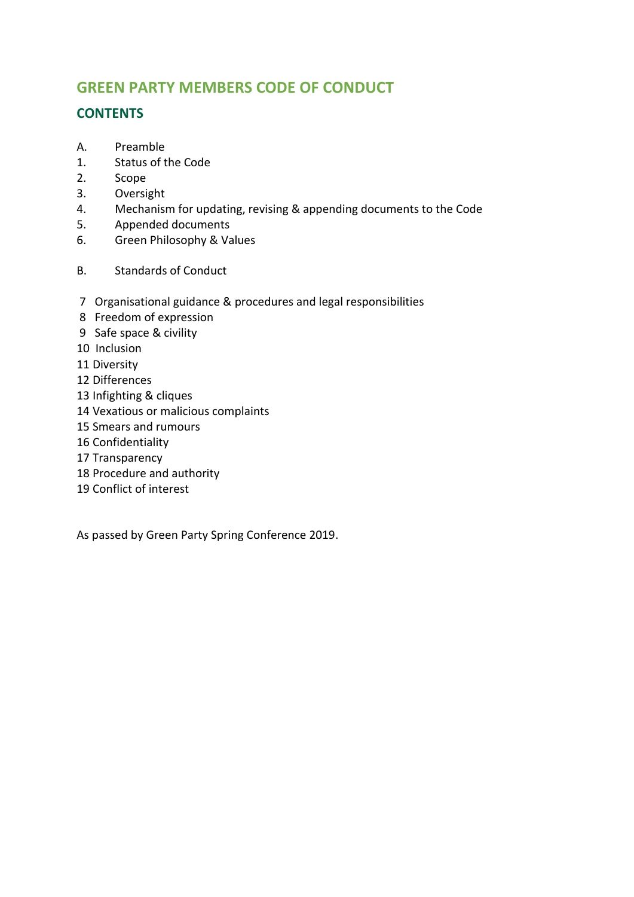# GREEN PARTY MEMBERS CODE OF CONDUCT

## CONTENTS

A. Preamble
1. Status of the Code
2. Scope
3. Oversight
4. Mechanism for updating, revising & appending documents to the Code
5. Appended documents
6. Green Philosophy & Values

B. Standards of Conduct

7 Organisational guidance & procedures and legal responsibilities
8 Freedom of expression
9 Safe space & civility
10 Inclusion
11 Diversity
12 Differences
13 Infighting & cliques
14 Vexatious or malicious complaints
15 Smears and rumours
16 Confidentiality
17 Transparency
18 Procedure and authority
19 Conflict of interest

As passed by Green Party Spring Conference 2019.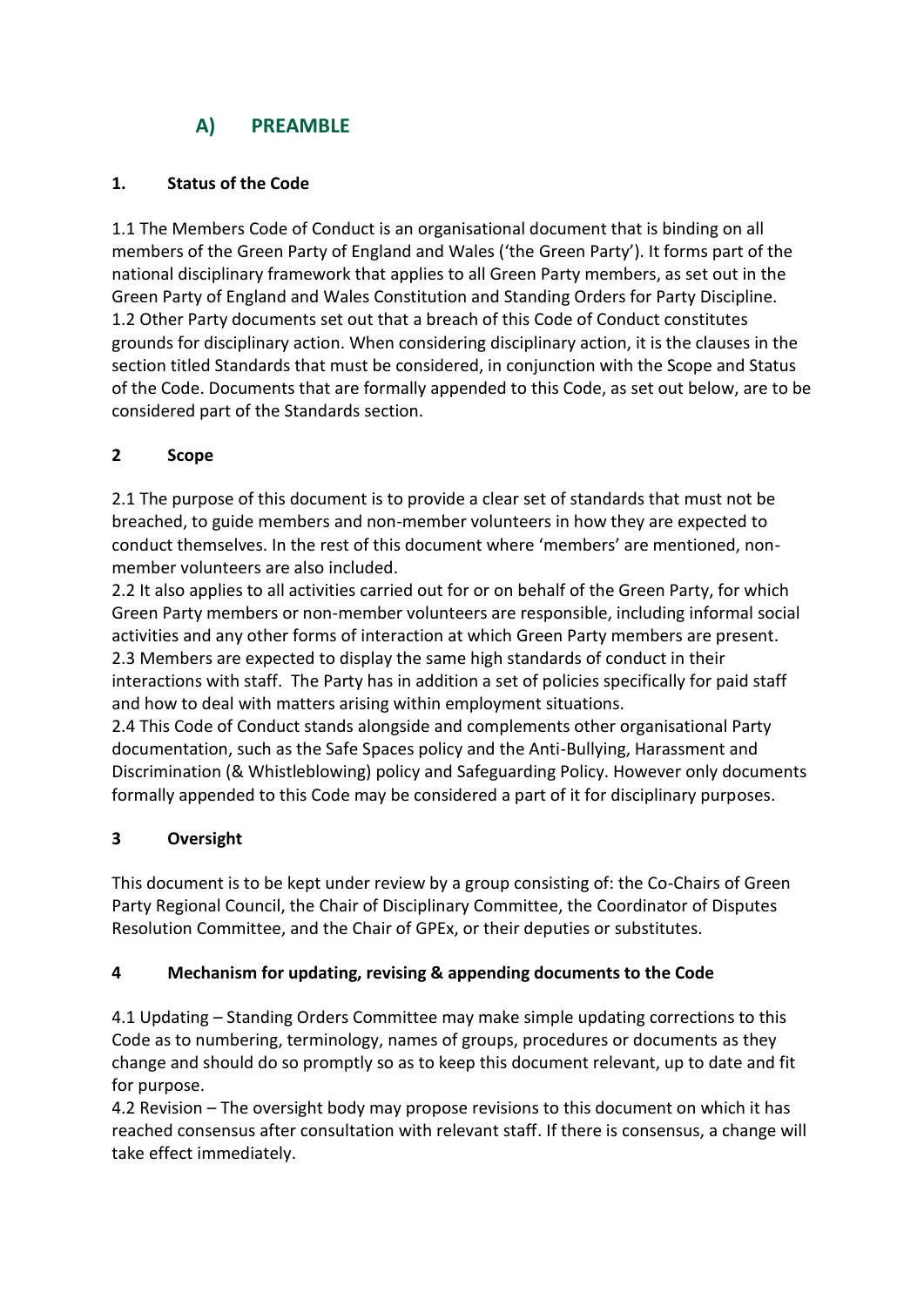## A) PREAMBLE

### 1. Status of the Code

1.1 The Members Code of Conduct is an organisational document that is binding on all members of the Green Party of England and Wales ('the Green Party'). It forms part of the national disciplinary framework that applies to all Green Party members, as set out in the Green Party of England and Wales Constitution and Standing Orders for Party Discipline.
1.2 Other Party documents set out that a breach of this Code of Conduct constitutes grounds for disciplinary action. When considering disciplinary action, it is the clauses in the section titled Standards that must be considered, in conjunction with the Scope and Status of the Code. Documents that are formally appended to this Code, as set out below, are to be considered part of the Standards section.

### 2 Scope

2.1 The purpose of this document is to provide a clear set of standards that must not be breached, to guide members and non-member volunteers in how they are expected to conduct themselves. In the rest of this document where 'members' are mentioned, non-member volunteers are also included.
2.2 It also applies to all activities carried out for or on behalf of the Green Party, for which Green Party members or non-member volunteers are responsible, including informal social activities and any other forms of interaction at which Green Party members are present.
2.3 Members are expected to display the same high standards of conduct in their interactions with staff. The Party has in addition a set of policies specifically for paid staff and how to deal with matters arising within employment situations.
2.4 This Code of Conduct stands alongside and complements other organisational Party documentation, such as the Safe Spaces policy and the Anti-Bullying, Harassment and Discrimination (& Whistleblowing) policy and Safeguarding Policy. However only documents formally appended to this Code may be considered a part of it for disciplinary purposes.

### 3 Oversight

This document is to be kept under review by a group consisting of: the Co-Chairs of Green Party Regional Council, the Chair of Disciplinary Committee, the Coordinator of Disputes Resolution Committee, and the Chair of GPEx, or their deputies or substitutes.

### 4 Mechanism for updating, revising & appending documents to the Code

4.1 Updating – Standing Orders Committee may make simple updating corrections to this Code as to numbering, terminology, names of groups, procedures or documents as they change and should do so promptly so as to keep this document relevant, up to date and fit for purpose.
4.2 Revision – The oversight body may propose revisions to this document on which it has reached consensus after consultation with relevant staff. If there is consensus, a change will take effect immediately.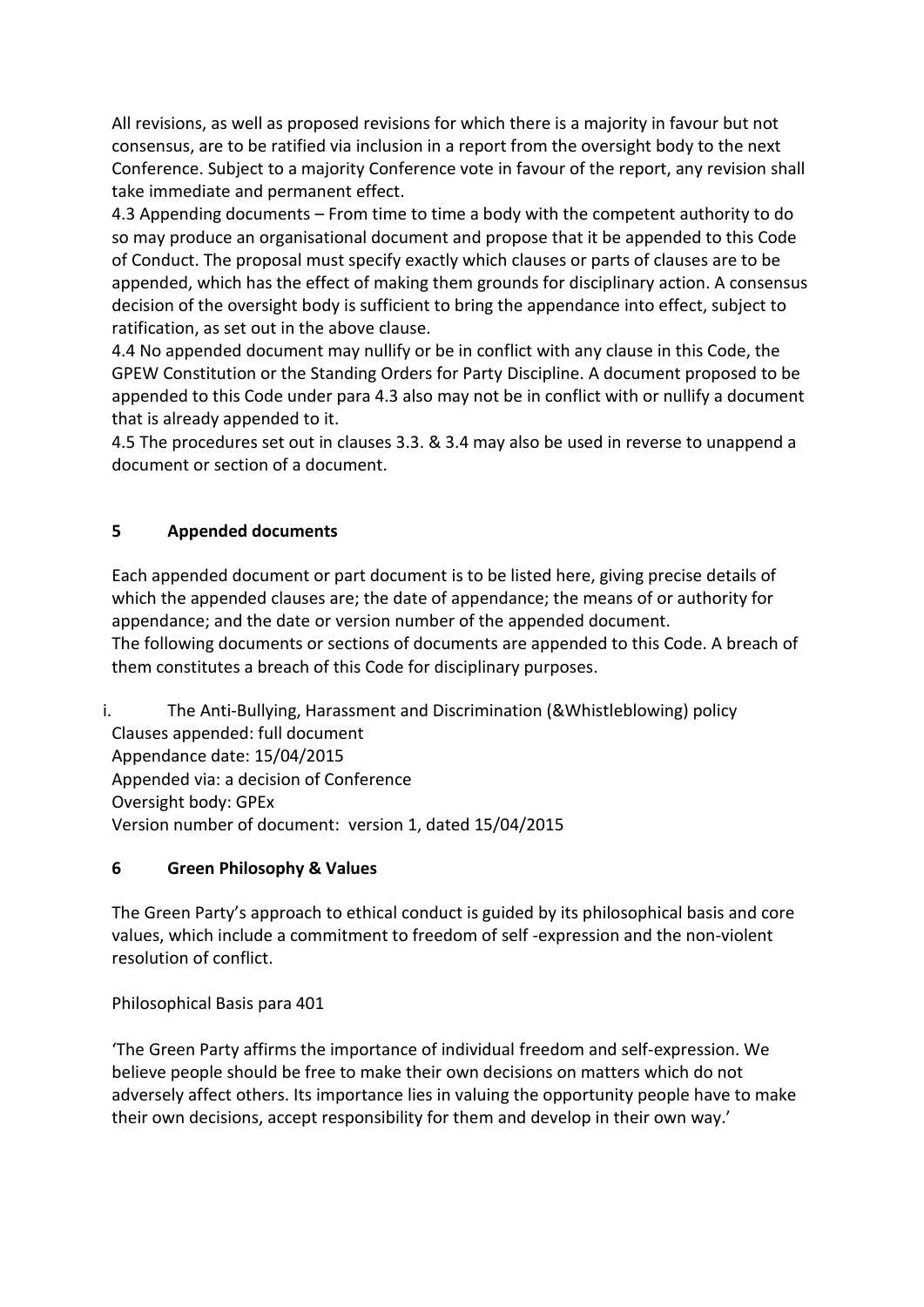All revisions, as well as proposed revisions for which there is a majority in favour but not consensus, are to be ratified via inclusion in a report from the oversight body to the next Conference. Subject to a majority Conference vote in favour of the report, any revision shall take immediate and permanent effect.

4.3 Appending documents – From time to time a body with the competent authority to do so may produce an organisational document and propose that it be appended to this Code of Conduct. The proposal must specify exactly which clauses or parts of clauses are to be appended, which has the effect of making them grounds for disciplinary action. A consensus decision of the oversight body is sufficient to bring the appendance into effect, subject to ratification, as set out in the above clause.

4.4 No appended document may nullify or be in conflict with any clause in this Code, the GPEW Constitution or the Standing Orders for Party Discipline. A document proposed to be appended to this Code under para 4.3 also may not be in conflict with or nullify a document that is already appended to it.

4.5 The procedures set out in clauses 3.3. & 3.4 may also be used in reverse to unappend a document or section of a document.

## 5 Appended documents

Each appended document or part document is to be listed here, giving precise details of which the appended clauses are; the date of appendance; the means of or authority for appendance; and the date or version number of the appended document.

The following documents or sections of documents are appended to this Code. A breach of them constitutes a breach of this Code for disciplinary purposes.

i. The Anti-Bullying, Harassment and Discrimination (&Whistleblowing) policy

Clauses appended: full document

Appendance date: 15/04/2015

Appended via: a decision of Conference

Oversight body: GPEx

Version number of document: version 1, dated 15/04/2015

## 6 Green Philosophy & Values

The Green Party's approach to ethical conduct is guided by its philosophical basis and core values, which include a commitment to freedom of self -expression and the non-violent resolution of conflict.

Philosophical Basis para 401

'The Green Party affirms the importance of individual freedom and self-expression. We believe people should be free to make their own decisions on matters which do not adversely affect others. Its importance lies in valuing the opportunity people have to make their own decisions, accept responsibility for them and develop in their own way.'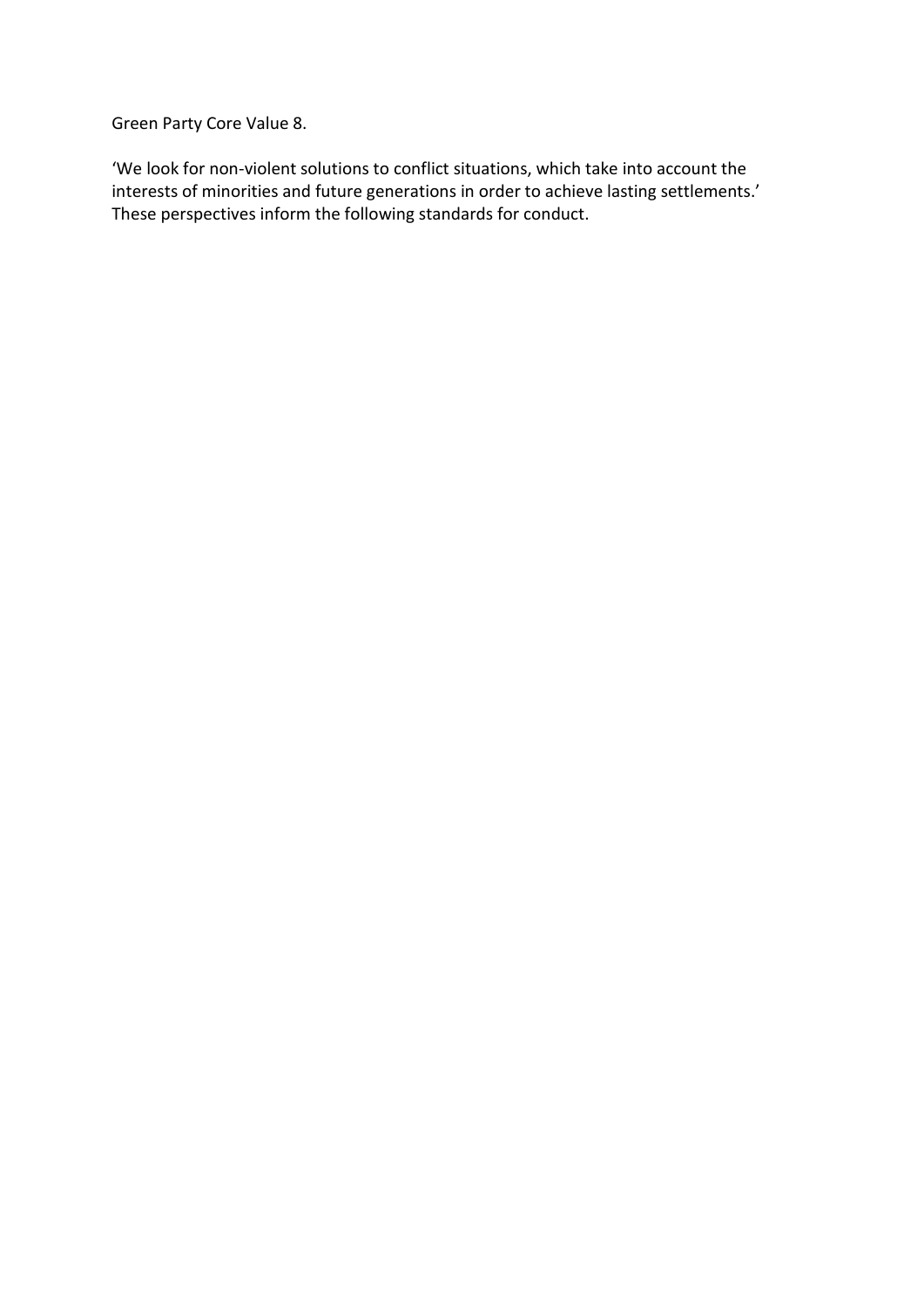Green Party Core Value 8.

'We look for non-violent solutions to conflict situations, which take into account the interests of minorities and future generations in order to achieve lasting settlements.' These perspectives inform the following standards for conduct.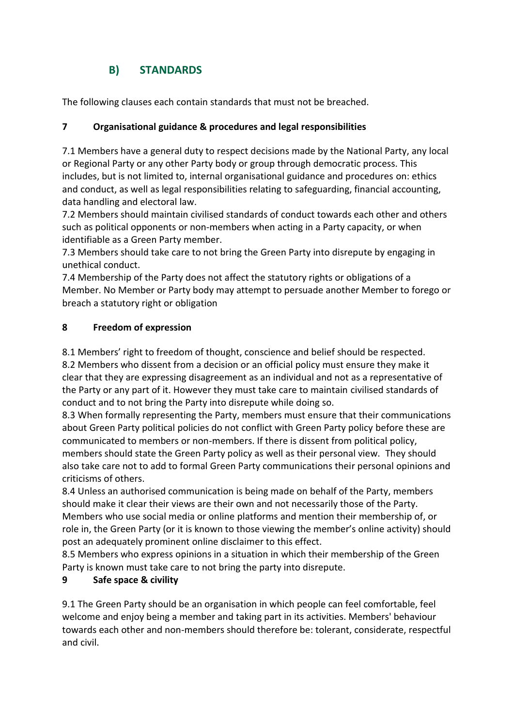## B) STANDARDS

The following clauses each contain standards that must not be breached.

### 7 Organisational guidance & procedures and legal responsibilities

7.1 Members have a general duty to respect decisions made by the National Party, any local or Regional Party or any other Party body or group through democratic process. This includes, but is not limited to, internal organisational guidance and procedures on: ethics and conduct, as well as legal responsibilities relating to safeguarding, financial accounting, data handling and electoral law.

7.2 Members should maintain civilised standards of conduct towards each other and others such as political opponents or non-members when acting in a Party capacity, or when identifiable as a Green Party member.

7.3 Members should take care to not bring the Green Party into disrepute by engaging in unethical conduct.

7.4 Membership of the Party does not affect the statutory rights or obligations of a Member. No Member or Party body may attempt to persuade another Member to forego or breach a statutory right or obligation

### 8 Freedom of expression

8.1 Members' right to freedom of thought, conscience and belief should be respected.

8.2 Members who dissent from a decision or an official policy must ensure they make it clear that they are expressing disagreement as an individual and not as a representative of the Party or any part of it. However they must take care to maintain civilised standards of conduct and to not bring the Party into disrepute while doing so.

8.3 When formally representing the Party, members must ensure that their communications about Green Party political policies do not conflict with Green Party policy before these are communicated to members or non-members. If there is dissent from political policy, members should state the Green Party policy as well as their personal view. They should also take care not to add to formal Green Party communications their personal opinions and criticisms of others.

8.4 Unless an authorised communication is being made on behalf of the Party, members should make it clear their views are their own and not necessarily those of the Party. Members who use social media or online platforms and mention their membership of, or role in, the Green Party (or it is known to those viewing the member's online activity) should post an adequately prominent online disclaimer to this effect.

8.5 Members who express opinions in a situation in which their membership of the Green Party is known must take care to not bring the party into disrepute.

### 9 Safe space & civility

9.1 The Green Party should be an organisation in which people can feel comfortable, feel welcome and enjoy being a member and taking part in its activities. Members' behaviour towards each other and non-members should therefore be: tolerant, considerate, respectful and civil.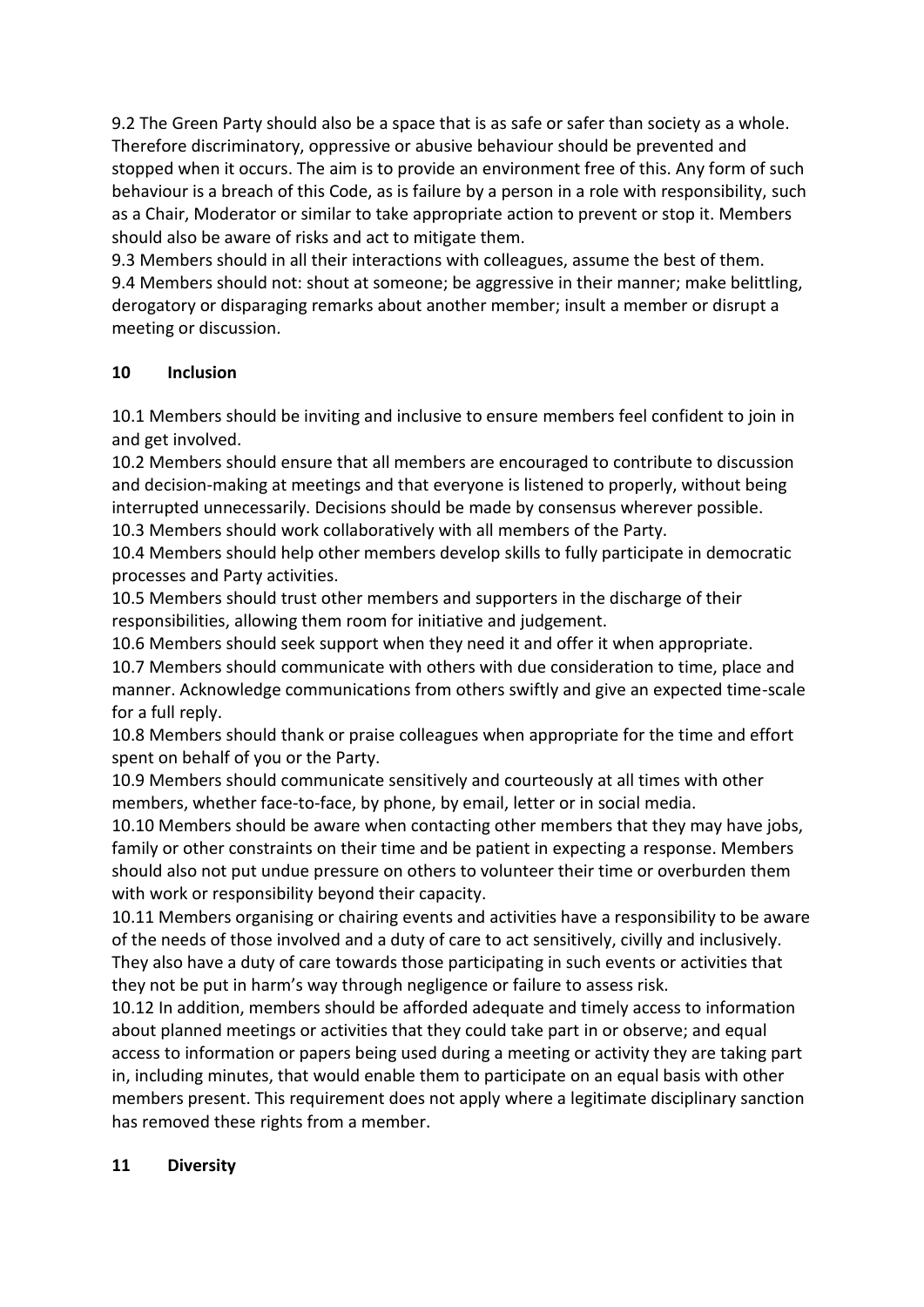9.2 The Green Party should also be a space that is as safe or safer than society as a whole. Therefore discriminatory, oppressive or abusive behaviour should be prevented and stopped when it occurs. The aim is to provide an environment free of this. Any form of such behaviour is a breach of this Code, as is failure by a person in a role with responsibility, such as a Chair, Moderator or similar to take appropriate action to prevent or stop it. Members should also be aware of risks and act to mitigate them.
9.3 Members should in all their interactions with colleagues, assume the best of them.
9.4 Members should not: shout at someone; be aggressive in their manner; make belittling, derogatory or disparaging remarks about another member; insult a member or disrupt a meeting or discussion.

## 10 Inclusion

10.1 Members should be inviting and inclusive to ensure members feel confident to join in and get involved.
10.2 Members should ensure that all members are encouraged to contribute to discussion and decision-making at meetings and that everyone is listened to properly, without being interrupted unnecessarily. Decisions should be made by consensus wherever possible.
10.3 Members should work collaboratively with all members of the Party.
10.4 Members should help other members develop skills to fully participate in democratic processes and Party activities.
10.5 Members should trust other members and supporters in the discharge of their responsibilities, allowing them room for initiative and judgement.
10.6 Members should seek support when they need it and offer it when appropriate.
10.7 Members should communicate with others with due consideration to time, place and manner. Acknowledge communications from others swiftly and give an expected time-scale for a full reply.
10.8 Members should thank or praise colleagues when appropriate for the time and effort spent on behalf of you or the Party.
10.9 Members should communicate sensitively and courteously at all times with other members, whether face-to-face, by phone, by email, letter or in social media.
10.10 Members should be aware when contacting other members that they may have jobs, family or other constraints on their time and be patient in expecting a response. Members should also not put undue pressure on others to volunteer their time or overburden them with work or responsibility beyond their capacity.
10.11 Members organising or chairing events and activities have a responsibility to be aware of the needs of those involved and a duty of care to act sensitively, civilly and inclusively. They also have a duty of care towards those participating in such events or activities that they not be put in harm's way through negligence or failure to assess risk.
10.12 In addition, members should be afforded adequate and timely access to information about planned meetings or activities that they could take part in or observe; and equal access to information or papers being used during a meeting or activity they are taking part in, including minutes, that would enable them to participate on an equal basis with other members present. This requirement does not apply where a legitimate disciplinary sanction has removed these rights from a member.

## 11 Diversity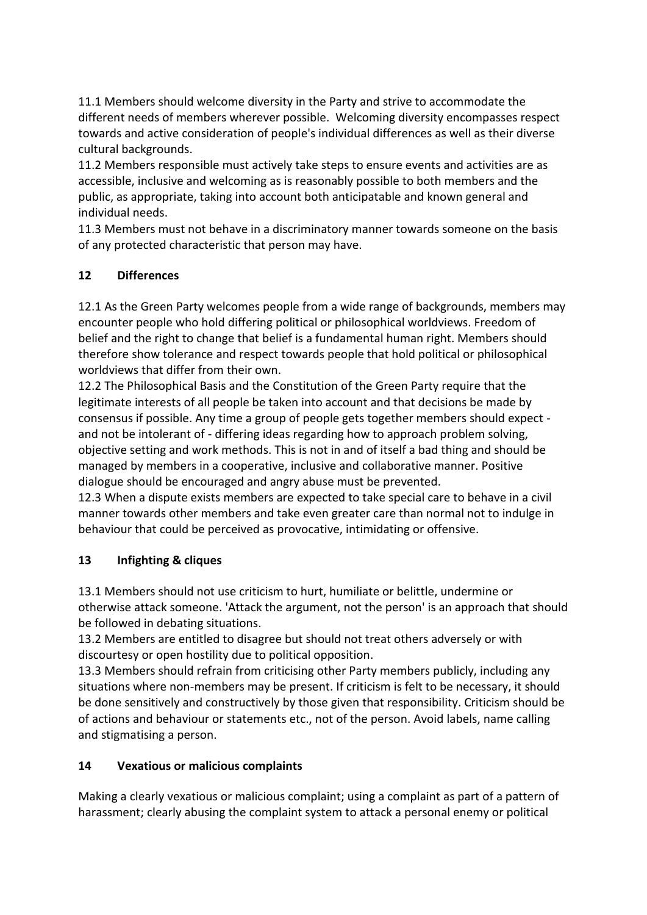11.1 Members should welcome diversity in the Party and strive to accommodate the different needs of members wherever possible. Welcoming diversity encompasses respect towards and active consideration of people's individual differences as well as their diverse cultural backgrounds.

11.2 Members responsible must actively take steps to ensure events and activities are as accessible, inclusive and welcoming as is reasonably possible to both members and the public, as appropriate, taking into account both anticipatable and known general and individual needs.

11.3 Members must not behave in a discriminatory manner towards someone on the basis of any protected characteristic that person may have.

## 12 Differences

12.1 As the Green Party welcomes people from a wide range of backgrounds, members may encounter people who hold differing political or philosophical worldviews. Freedom of belief and the right to change that belief is a fundamental human right. Members should therefore show tolerance and respect towards people that hold political or philosophical worldviews that differ from their own.

12.2 The Philosophical Basis and the Constitution of the Green Party require that the legitimate interests of all people be taken into account and that decisions be made by consensus if possible. Any time a group of people gets together members should expect - and not be intolerant of - differing ideas regarding how to approach problem solving, objective setting and work methods. This is not in and of itself a bad thing and should be managed by members in a cooperative, inclusive and collaborative manner. Positive dialogue should be encouraged and angry abuse must be prevented.

12.3 When a dispute exists members are expected to take special care to behave in a civil manner towards other members and take even greater care than normal not to indulge in behaviour that could be perceived as provocative, intimidating or offensive.

## 13 Infighting & cliques

13.1 Members should not use criticism to hurt, humiliate or belittle, undermine or otherwise attack someone. 'Attack the argument, not the person' is an approach that should be followed in debating situations.

13.2 Members are entitled to disagree but should not treat others adversely or with discourtesy or open hostility due to political opposition.

13.3 Members should refrain from criticising other Party members publicly, including any situations where non-members may be present. If criticism is felt to be necessary, it should be done sensitively and constructively by those given that responsibility. Criticism should be of actions and behaviour or statements etc., not of the person. Avoid labels, name calling and stigmatising a person.

## 14 Vexatious or malicious complaints

Making a clearly vexatious or malicious complaint; using a complaint as part of a pattern of harassment; clearly abusing the complaint system to attack a personal enemy or political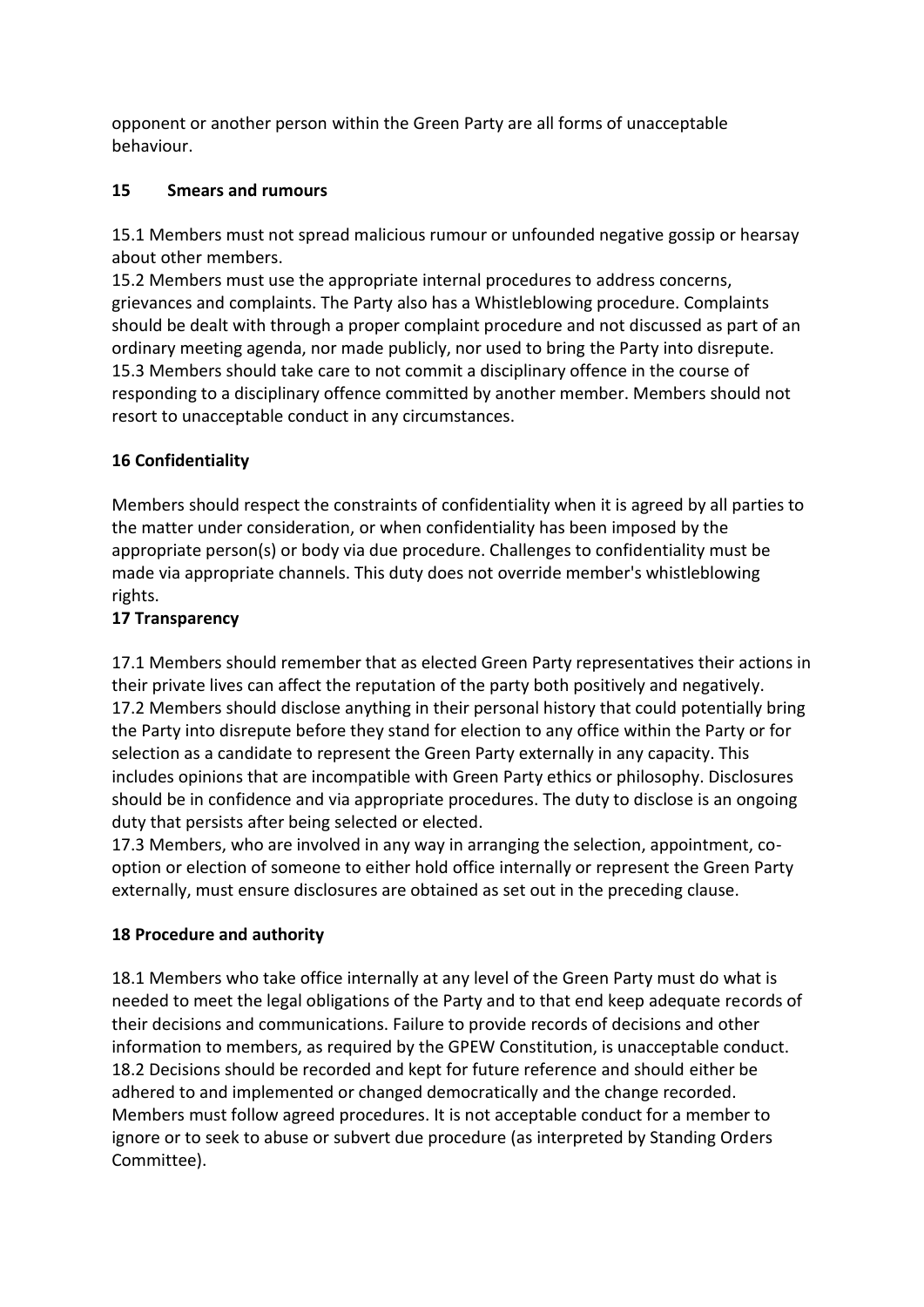opponent or another person within the Green Party are all forms of unacceptable behaviour.

## 15 Smears and rumours

15.1 Members must not spread malicious rumour or unfounded negative gossip or hearsay about other members.

15.2 Members must use the appropriate internal procedures to address concerns, grievances and complaints. The Party also has a Whistleblowing procedure. Complaints should be dealt with through a proper complaint procedure and not discussed as part of an ordinary meeting agenda, nor made publicly, nor used to bring the Party into disrepute.

15.3 Members should take care to not commit a disciplinary offence in the course of responding to a disciplinary offence committed by another member. Members should not resort to unacceptable conduct in any circumstances.

## 16 Confidentiality

Members should respect the constraints of confidentiality when it is agreed by all parties to the matter under consideration, or when confidentiality has been imposed by the appropriate person(s) or body via due procedure. Challenges to confidentiality must be made via appropriate channels. This duty does not override member's whistleblowing rights.

## 17 Transparency

17.1 Members should remember that as elected Green Party representatives their actions in their private lives can affect the reputation of the party both positively and negatively.

17.2 Members should disclose anything in their personal history that could potentially bring the Party into disrepute before they stand for election to any office within the Party or for selection as a candidate to represent the Green Party externally in any capacity. This includes opinions that are incompatible with Green Party ethics or philosophy. Disclosures should be in confidence and via appropriate procedures. The duty to disclose is an ongoing duty that persists after being selected or elected.

17.3 Members, who are involved in any way in arranging the selection, appointment, co-option or election of someone to either hold office internally or represent the Green Party externally, must ensure disclosures are obtained as set out in the preceding clause.

## 18 Procedure and authority

18.1 Members who take office internally at any level of the Green Party must do what is needed to meet the legal obligations of the Party and to that end keep adequate records of their decisions and communications. Failure to provide records of decisions and other information to members, as required by the GPEW Constitution, is unacceptable conduct.

18.2 Decisions should be recorded and kept for future reference and should either be adhered to and implemented or changed democratically and the change recorded. Members must follow agreed procedures. It is not acceptable conduct for a member to ignore or to seek to abuse or subvert due procedure (as interpreted by Standing Orders Committee).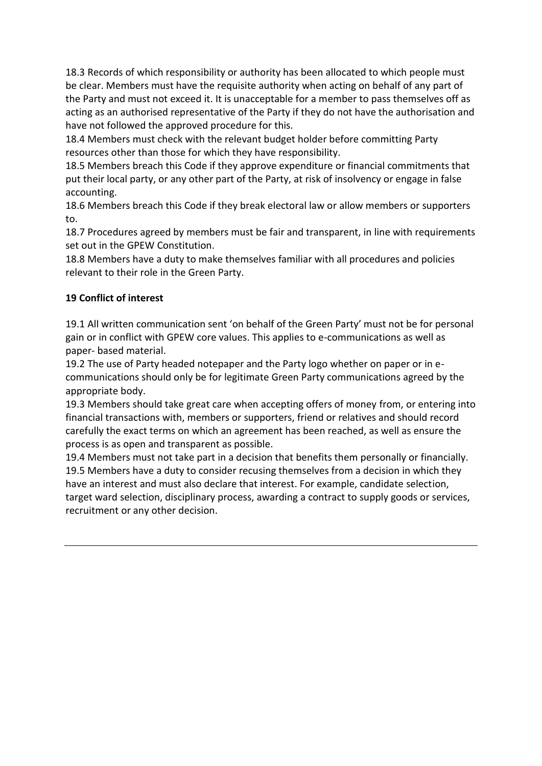18.3 Records of which responsibility or authority has been allocated to which people must be clear. Members must have the requisite authority when acting on behalf of any part of the Party and must not exceed it. It is unacceptable for a member to pass themselves off as acting as an authorised representative of the Party if they do not have the authorisation and have not followed the approved procedure for this.

18.4 Members must check with the relevant budget holder before committing Party resources other than those for which they have responsibility.

18.5 Members breach this Code if they approve expenditure or financial commitments that put their local party, or any other part of the Party, at risk of insolvency or engage in false accounting.

18.6 Members breach this Code if they break electoral law or allow members or supporters to.

18.7 Procedures agreed by members must be fair and transparent, in line with requirements set out in the GPEW Constitution.

18.8 Members have a duty to make themselves familiar with all procedures and policies relevant to their role in the Green Party.

**19 Conflict of interest**

19.1 All written communication sent 'on behalf of the Green Party' must not be for personal gain or in conflict with GPEW core values. This applies to e-communications as well as paper- based material.

19.2 The use of Party headed notepaper and the Party logo whether on paper or in e-communications should only be for legitimate Green Party communications agreed by the appropriate body.

19.3 Members should take great care when accepting offers of money from, or entering into financial transactions with, members or supporters, friend or relatives and should record carefully the exact terms on which an agreement has been reached, as well as ensure the process is as open and transparent as possible.

19.4 Members must not take part in a decision that benefits them personally or financially.

19.5 Members have a duty to consider recusing themselves from a decision in which they have an interest and must also declare that interest. For example, candidate selection, target ward selection, disciplinary process, awarding a contract to supply goods or services, recruitment or any other decision.